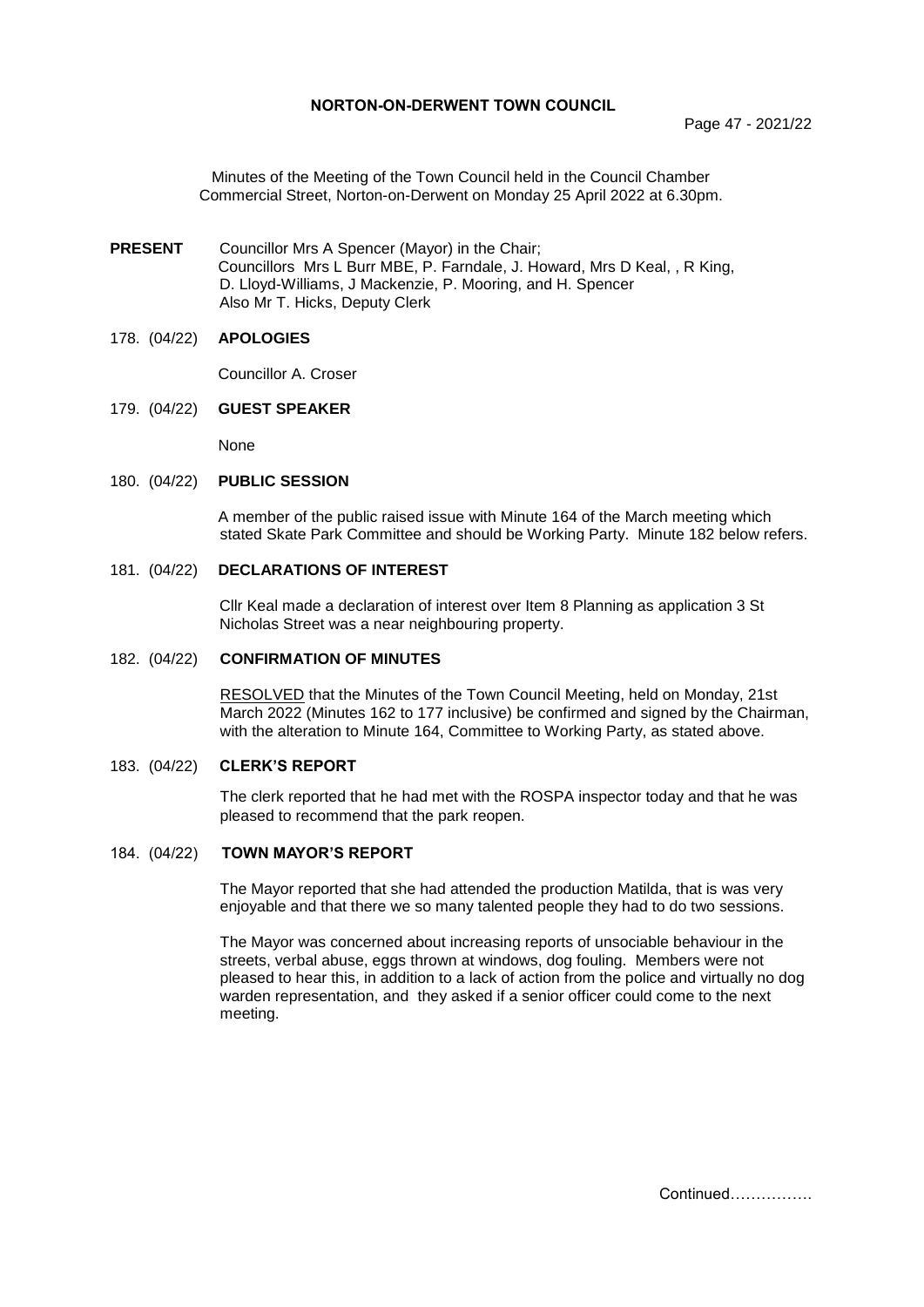# NORTON-ON-DERWENT TOWN COUNCIL

Page 47 - 2021/22

Minutes of the Meeting of the Town Council held in the Council Chamber Commercial Street, Norton-on-Derwent on Monday 25 April 2022 at 6.30pm.

**PRESENT** Councillor Mrs A Spencer (Mayor) in the Chair;
Councillors Mrs L Burr MBE, P. Farndale, J. Howard, Mrs D Keal, , R King, D. Lloyd-Williams, J Mackenzie, P. Mooring, and H. Spencer
Also Mr T. Hicks, Deputy Clerk

178. (04/22) **APOLOGIES**

Councillor A. Croser

179. (04/22) **GUEST SPEAKER**

None

180. (04/22) **PUBLIC SESSION**

A member of the public raised issue with Minute 164 of the March meeting which stated Skate Park Committee and should be Working Party. Minute 182 below refers.

181. (04/22) **DECLARATIONS OF INTEREST**

Cllr Keal made a declaration of interest over Item 8 Planning as application 3 St Nicholas Street was a near neighbouring property.

182. (04/22) **CONFIRMATION OF MINUTES**

RESOLVED that the Minutes of the Town Council Meeting, held on Monday, 21st March 2022 (Minutes 162 to 177 inclusive) be confirmed and signed by the Chairman, with the alteration to Minute 164, Committee to Working Party, as stated above.

183. (04/22) **CLERK'S REPORT**

The clerk reported that he had met with the ROSPA inspector today and that he was pleased to recommend that the park reopen.

184. (04/22) **TOWN MAYOR'S REPORT**

The Mayor reported that she had attended the production Matilda, that is was very enjoyable and that there we so many talented people they had to do two sessions.

The Mayor was concerned about increasing reports of unsociable behaviour in the streets, verbal abuse, eggs thrown at windows, dog fouling. Members were not pleased to hear this, in addition to a lack of action from the police and virtually no dog warden representation, and they asked if a senior officer could come to the next meeting.

Continued…………….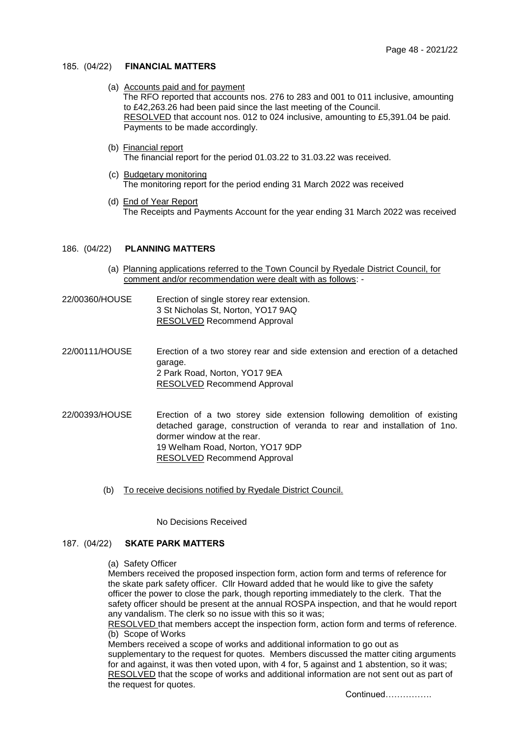## 185. (04/22) FINANCIAL MATTERS

(a) Accounts paid and for payment
The RFO reported that accounts nos. 276 to 283 and 001 to 011 inclusive, amounting to £42,263.26 had been paid since the last meeting of the Council.
RESOLVED that account nos. 012 to 024 inclusive, amounting to £5,391.04 be paid. Payments to be made accordingly.

(b) Financial report
The financial report for the period 01.03.22 to 31.03.22 was received.

(c) Budgetary monitoring
The monitoring report for the period ending 31 March 2022 was received

(d) End of Year Report
The Receipts and Payments Account for the year ending 31 March 2022 was received

## 186. (04/22) PLANNING MATTERS

(a) Planning applications referred to the Town Council by Ryedale District Council, for comment and/or recommendation were dealt with as follows: -

22/00360/HOUSE — Erection of single storey rear extension.
3 St Nicholas St, Norton, YO17 9AQ
RESOLVED Recommend Approval

22/00111/HOUSE — Erection of a two storey rear and side extension and erection of a detached garage.
2 Park Road, Norton, YO17 9EA
RESOLVED Recommend Approval

22/00393/HOUSE — Erection of a two storey side extension following demolition of existing detached garage, construction of veranda to rear and installation of 1no. dormer window at the rear.
19 Welham Road, Norton, YO17 9DP
RESOLVED Recommend Approval

(b) To receive decisions notified by Ryedale District Council.

No Decisions Received

## 187. (04/22) SKATE PARK MATTERS

(a) Safety Officer
Members received the proposed inspection form, action form and terms of reference for the skate park safety officer. Cllr Howard added that he would like to give the safety officer the power to close the park, though reporting immediately to the clerk. That the safety officer should be present at the annual ROSPA inspection, and that he would report any vandalism. The clerk so no issue with this so it was;
RESOLVED that members accept the inspection form, action form and terms of reference.

(b) Scope of Works
Members received a scope of works and additional information to go out as supplementary to the request for quotes. Members discussed the matter citing arguments for and against, it was then voted upon, with 4 for, 5 against and 1 abstention, so it was;
RESOLVED that the scope of works and additional information are not sent out as part of the request for quotes.

Continued…………….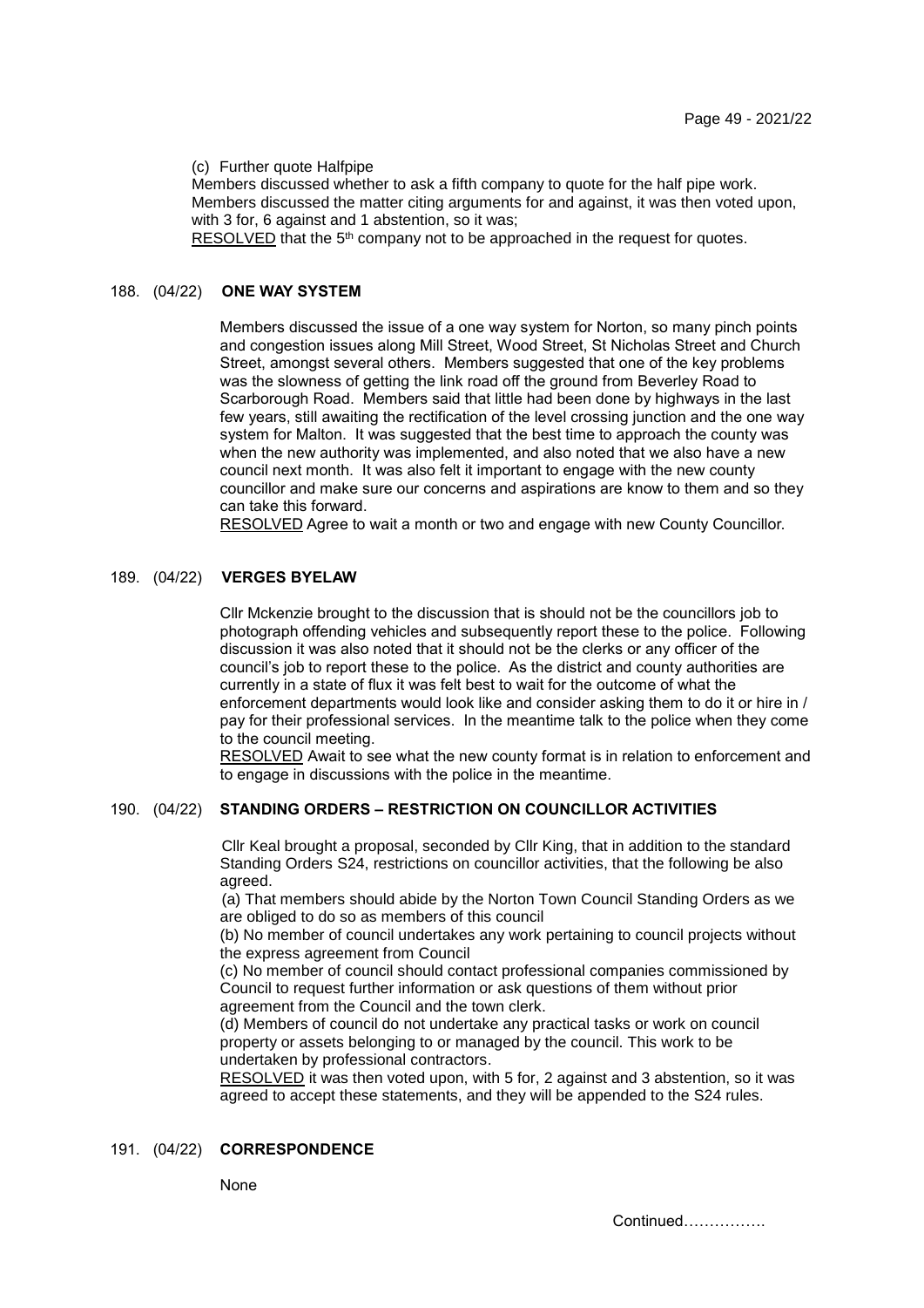(c) Further quote Halfpipe

Members discussed whether to ask a fifth company to quote for the half pipe work. Members discussed the matter citing arguments for and against, it was then voted upon, with 3 for, 6 against and 1 abstention, so it was;

RESOLVED that the 5th company not to be approached in the request for quotes.

## 188. (04/22) ONE WAY SYSTEM

Members discussed the issue of a one way system for Norton, so many pinch points and congestion issues along Mill Street, Wood Street, St Nicholas Street and Church Street, amongst several others. Members suggested that one of the key problems was the slowness of getting the link road off the ground from Beverley Road to Scarborough Road. Members said that little had been done by highways in the last few years, still awaiting the rectification of the level crossing junction and the one way system for Malton. It was suggested that the best time to approach the county was when the new authority was implemented, and also noted that we also have a new council next month. It was also felt it important to engage with the new county councillor and make sure our concerns and aspirations are know to them and so they can take this forward.

RESOLVED Agree to wait a month or two and engage with new County Councillor.

## 189. (04/22) VERGES BYELAW

Cllr Mckenzie brought to the discussion that is should not be the councillors job to photograph offending vehicles and subsequently report these to the police. Following discussion it was also noted that it should not be the clerks or any officer of the council's job to report these to the police. As the district and county authorities are currently in a state of flux it was felt best to wait for the outcome of what the enforcement departments would look like and consider asking them to do it or hire in / pay for their professional services. In the meantime talk to the police when they come to the council meeting.

RESOLVED Await to see what the new county format is in relation to enforcement and to engage in discussions with the police in the meantime.

## 190. (04/22) STANDING ORDERS – RESTRICTION ON COUNCILLOR ACTIVITIES

Cllr Keal brought a proposal, seconded by Cllr King, that in addition to the standard Standing Orders S24, restrictions on councillor activities, that the following be also agreed.

(a) That members should abide by the Norton Town Council Standing Orders as we are obliged to do so as members of this council

(b) No member of council undertakes any work pertaining to council projects without the express agreement from Council

(c) No member of council should contact professional companies commissioned by Council to request further information or ask questions of them without prior agreement from the Council and the town clerk.

(d) Members of council do not undertake any practical tasks or work on council property or assets belonging to or managed by the council. This work to be undertaken by professional contractors.

RESOLVED it was then voted upon, with 5 for, 2 against and 3 abstention, so it was agreed to accept these statements, and they will be appended to the S24 rules.

## 191. (04/22) CORRESPONDENCE

None

Continued…………….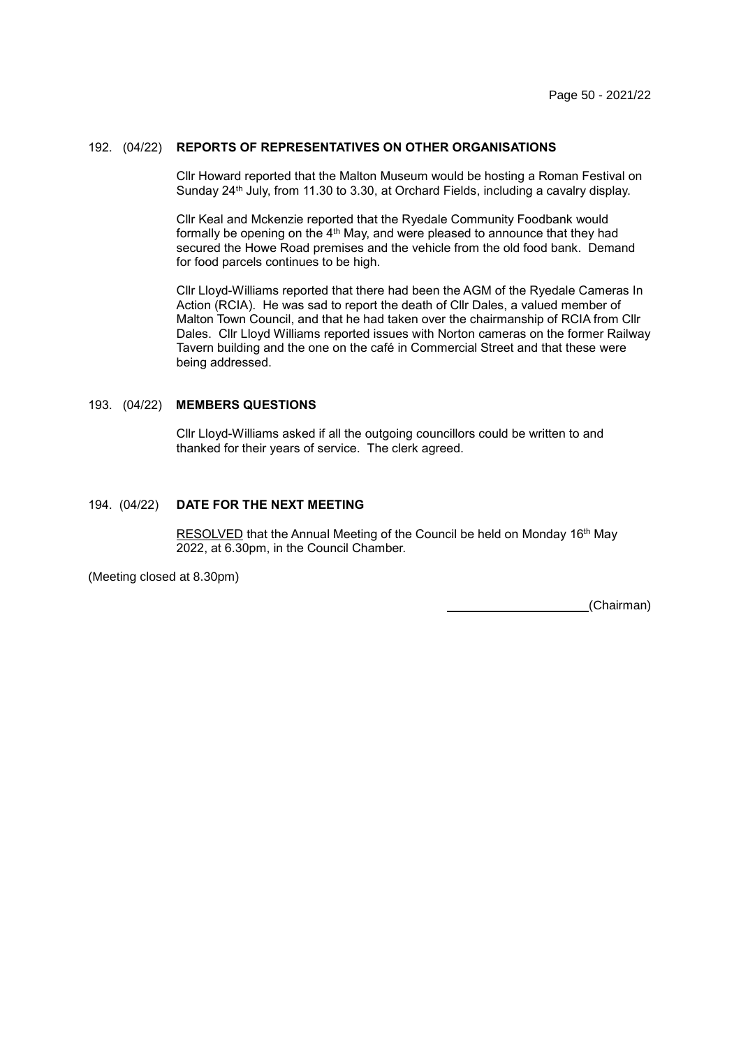192. (04/22) **REPORTS OF REPRESENTATIVES ON OTHER ORGANISATIONS**

Cllr Howard reported that the Malton Museum would be hosting a Roman Festival on Sunday 24th July, from 11.30 to 3.30, at Orchard Fields, including a cavalry display.

Cllr Keal and Mckenzie reported that the Ryedale Community Foodbank would formally be opening on the 4th May, and were pleased to announce that they had secured the Howe Road premises and the vehicle from the old food bank. Demand for food parcels continues to be high.

Cllr Lloyd-Williams reported that there had been the AGM of the Ryedale Cameras In Action (RCIA). He was sad to report the death of Cllr Dales, a valued member of Malton Town Council, and that he had taken over the chairmanship of RCIA from Cllr Dales. Cllr Lloyd Williams reported issues with Norton cameras on the former Railway Tavern building and the one on the café in Commercial Street and that these were being addressed.

193. (04/22) **MEMBERS QUESTIONS**

Cllr Lloyd-Williams asked if all the outgoing councillors could be written to and thanked for their years of service. The clerk agreed.

194. (04/22) **DATE FOR THE NEXT MEETING**

RESOLVED that the Annual Meeting of the Council be held on Monday 16th May 2022, at 6.30pm, in the Council Chamber.

(Meeting closed at 8.30pm)

\_\_\_\_\_\_\_\_\_\_\_\_\_\_\_\_\_\_\_\_(Chairman)